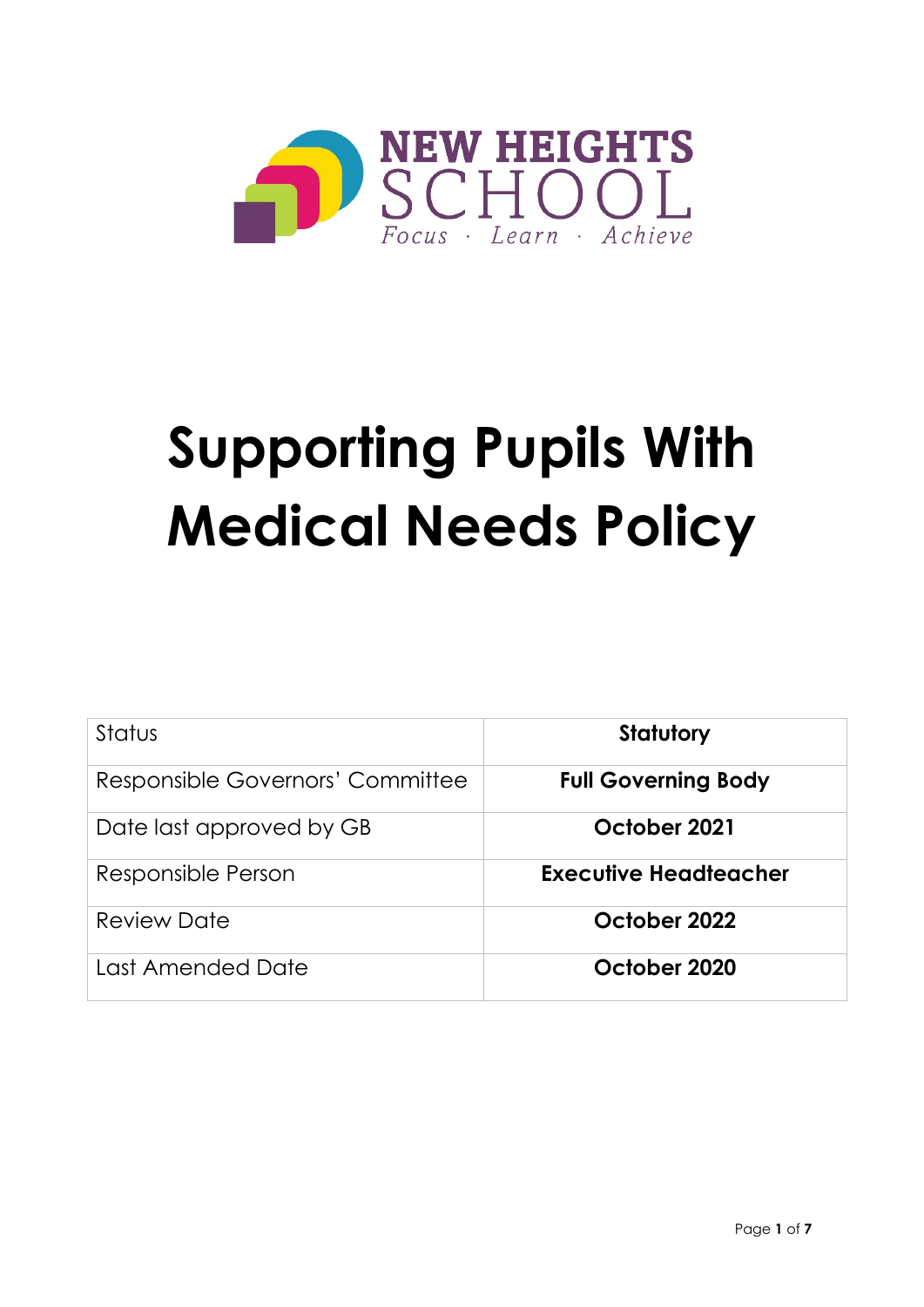NEW HEIGHTS SCHOOL

*Focus · Learn · Achieve*

# Supporting Pupils With Medical Needs Policy

| Status | **Statutory** |
|---|---|
| Responsible Governors' Committee | **Full Governing Body** |
| Date last approved by GB | **October 2021** |
| Responsible Person | **Executive Headteacher** |
| Review Date | **October 2022** |
| Last Amended Date | **October 2020** |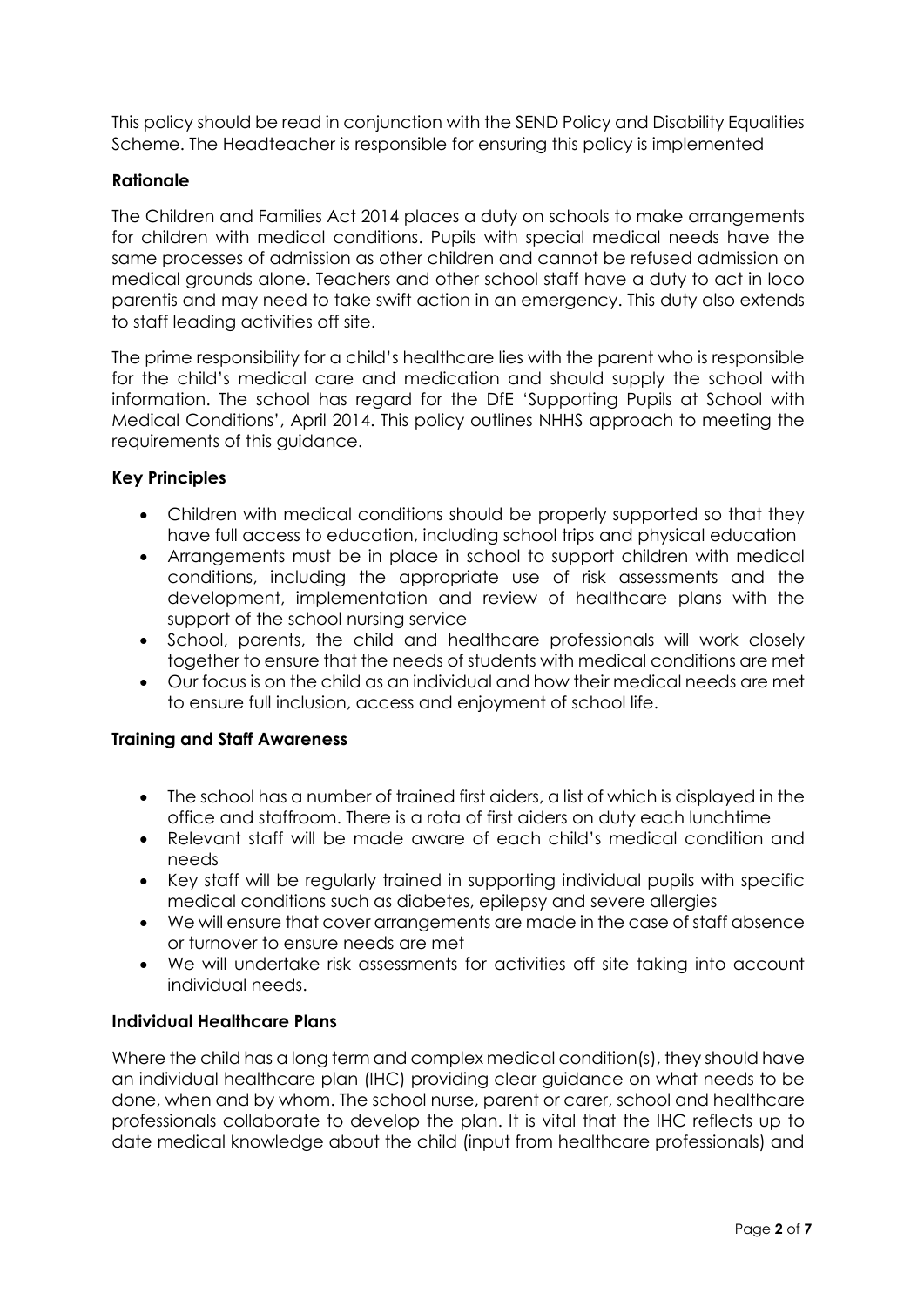This policy should be read in conjunction with the SEND Policy and Disability Equalities Scheme. The Headteacher is responsible for ensuring this policy is implemented

## Rationale

The Children and Families Act 2014 places a duty on schools to make arrangements for children with medical conditions. Pupils with special medical needs have the same processes of admission as other children and cannot be refused admission on medical grounds alone. Teachers and other school staff have a duty to act in loco parentis and may need to take swift action in an emergency. This duty also extends to staff leading activities off site.

The prime responsibility for a child's healthcare lies with the parent who is responsible for the child's medical care and medication and should supply the school with information. The school has regard for the DfE 'Supporting Pupils at School with Medical Conditions', April 2014. This policy outlines NHHS approach to meeting the requirements of this guidance.

## Key Principles

- Children with medical conditions should be properly supported so that they have full access to education, including school trips and physical education
- Arrangements must be in place in school to support children with medical conditions, including the appropriate use of risk assessments and the development, implementation and review of healthcare plans with the support of the school nursing service
- School, parents, the child and healthcare professionals will work closely together to ensure that the needs of students with medical conditions are met
- Our focus is on the child as an individual and how their medical needs are met to ensure full inclusion, access and enjoyment of school life.

## Training and Staff Awareness

- The school has a number of trained first aiders, a list of which is displayed in the office and staffroom. There is a rota of first aiders on duty each lunchtime
- Relevant staff will be made aware of each child's medical condition and needs
- Key staff will be regularly trained in supporting individual pupils with specific medical conditions such as diabetes, epilepsy and severe allergies
- We will ensure that cover arrangements are made in the case of staff absence or turnover to ensure needs are met
- We will undertake risk assessments for activities off site taking into account individual needs.

## Individual Healthcare Plans

Where the child has a long term and complex medical condition(s), they should have an individual healthcare plan (IHC) providing clear guidance on what needs to be done, when and by whom. The school nurse, parent or carer, school and healthcare professionals collaborate to develop the plan. It is vital that the IHC reflects up to date medical knowledge about the child (input from healthcare professionals) and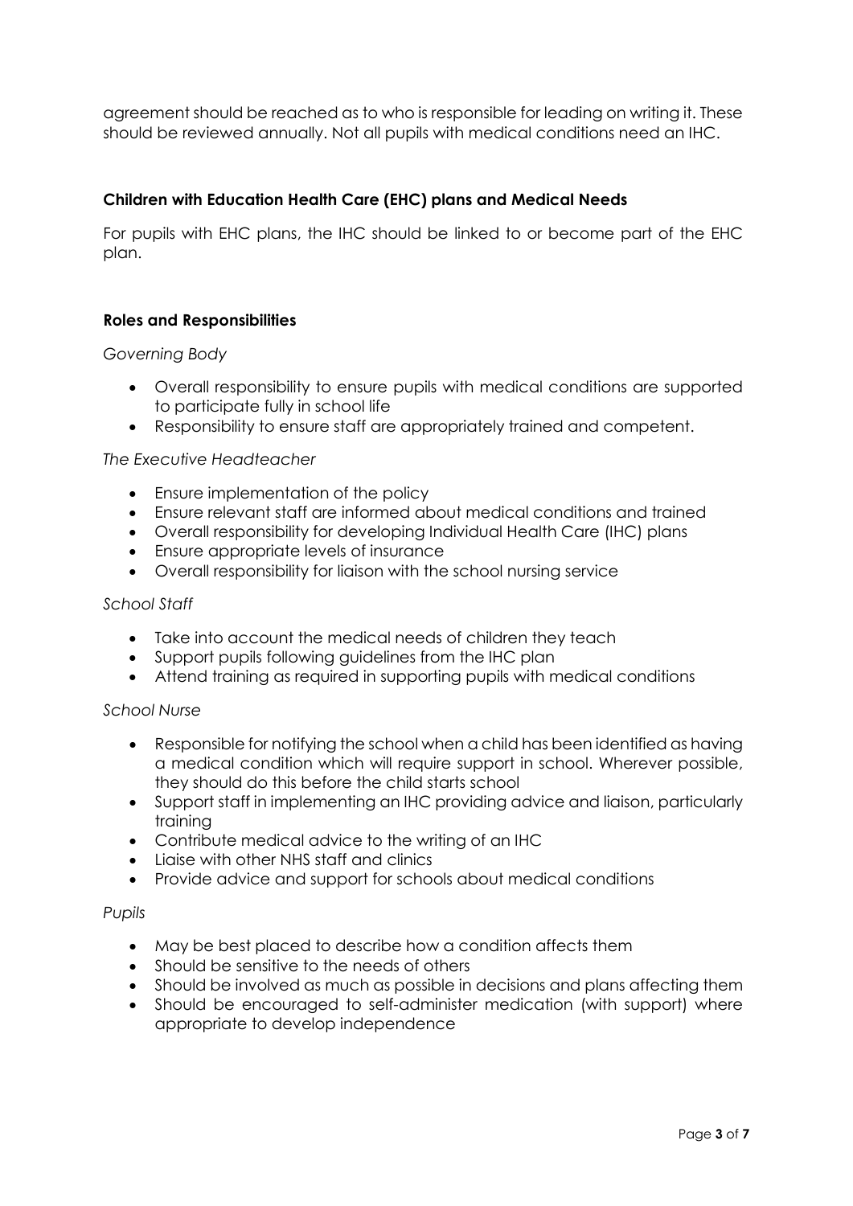agreement should be reached as to who is responsible for leading on writing it. These should be reviewed annually. Not all pupils with medical conditions need an IHC.

**Children with Education Health Care (EHC) plans and Medical Needs**

For pupils with EHC plans, the IHC should be linked to or become part of the EHC plan.

**Roles and Responsibilities**

*Governing Body*

- Overall responsibility to ensure pupils with medical conditions are supported to participate fully in school life
- Responsibility to ensure staff are appropriately trained and competent.

*The Executive Headteacher*

- Ensure implementation of the policy
- Ensure relevant staff are informed about medical conditions and trained
- Overall responsibility for developing Individual Health Care (IHC) plans
- Ensure appropriate levels of insurance
- Overall responsibility for liaison with the school nursing service

*School Staff*

- Take into account the medical needs of children they teach
- Support pupils following guidelines from the IHC plan
- Attend training as required in supporting pupils with medical conditions

*School Nurse*

- Responsible for notifying the school when a child has been identified as having a medical condition which will require support in school. Wherever possible, they should do this before the child starts school
- Support staff in implementing an IHC providing advice and liaison, particularly training
- Contribute medical advice to the writing of an IHC
- Liaise with other NHS staff and clinics
- Provide advice and support for schools about medical conditions

*Pupils*

- May be best placed to describe how a condition affects them
- Should be sensitive to the needs of others
- Should be involved as much as possible in decisions and plans affecting them
- Should be encouraged to self-administer medication (with support) where appropriate to develop independence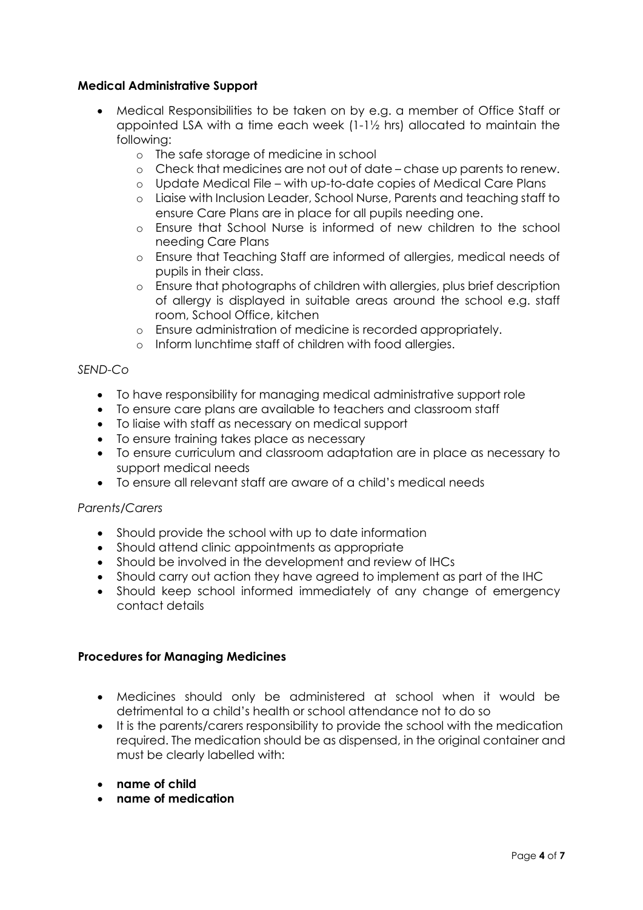**Medical Administrative Support**

- Medical Responsibilities to be taken on by e.g. a member of Office Staff or appointed LSA with a time each week (1-1½ hrs) allocated to maintain the following:
  - The safe storage of medicine in school
  - Check that medicines are not out of date – chase up parents to renew.
  - Update Medical File – with up-to-date copies of Medical Care Plans
  - Liaise with Inclusion Leader, School Nurse, Parents and teaching staff to ensure Care Plans are in place for all pupils needing one.
  - Ensure that School Nurse is informed of new children to the school needing Care Plans
  - Ensure that Teaching Staff are informed of allergies, medical needs of pupils in their class.
  - Ensure that photographs of children with allergies, plus brief description of allergy is displayed in suitable areas around the school e.g. staff room, School Office, kitchen
  - Ensure administration of medicine is recorded appropriately.
  - Inform lunchtime staff of children with food allergies.

*SEND-Co*

- To have responsibility for managing medical administrative support role
- To ensure care plans are available to teachers and classroom staff
- To liaise with staff as necessary on medical support
- To ensure training takes place as necessary
- To ensure curriculum and classroom adaptation are in place as necessary to support medical needs
- To ensure all relevant staff are aware of a child's medical needs

*Parents/Carers*

- Should provide the school with up to date information
- Should attend clinic appointments as appropriate
- Should be involved in the development and review of IHCs
- Should carry out action they have agreed to implement as part of the IHC
- Should keep school informed immediately of any change of emergency contact details

**Procedures for Managing Medicines**

- Medicines should only be administered at school when it would be detrimental to a child's health or school attendance not to do so
- It is the parents/carers responsibility to provide the school with the medication required. The medication should be as dispensed, in the original container and must be clearly labelled with:

- **name of child**
- **name of medication**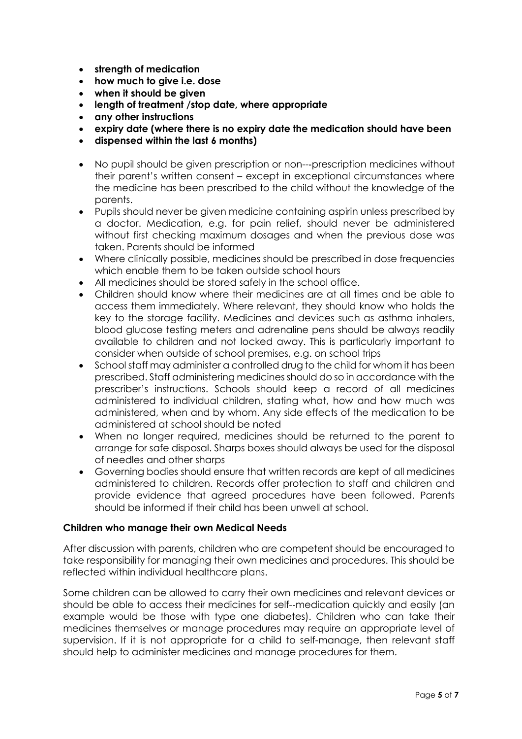- **strength of medication**
- **how much to give i.e. dose**
- **when it should be given**
- **length of treatment /stop date, where appropriate**
- **any other instructions**
- **expiry date (where there is no expiry date the medication should have been**
- **dispensed within the last 6 months)**

- No pupil should be given prescription or non---prescription medicines without their parent's written consent – except in exceptional circumstances where the medicine has been prescribed to the child without the knowledge of the parents.
- Pupils should never be given medicine containing aspirin unless prescribed by a doctor. Medication, e.g. for pain relief, should never be administered without first checking maximum dosages and when the previous dose was taken. Parents should be informed
- Where clinically possible, medicines should be prescribed in dose frequencies which enable them to be taken outside school hours
- All medicines should be stored safely in the school office.
- Children should know where their medicines are at all times and be able to access them immediately. Where relevant, they should know who holds the key to the storage facility. Medicines and devices such as asthma inhalers, blood glucose testing meters and adrenaline pens should be always readily available to children and not locked away. This is particularly important to consider when outside of school premises, e.g. on school trips
- School staff may administer a controlled drug to the child for whom it has been prescribed. Staff administering medicines should do so in accordance with the prescriber's instructions. Schools should keep a record of all medicines administered to individual children, stating what, how and how much was administered, when and by whom. Any side effects of the medication to be administered at school should be noted
- When no longer required, medicines should be returned to the parent to arrange for safe disposal. Sharps boxes should always be used for the disposal of needles and other sharps
- Governing bodies should ensure that written records are kept of all medicines administered to children. Records offer protection to staff and children and provide evidence that agreed procedures have been followed. Parents should be informed if their child has been unwell at school.

**Children who manage their own Medical Needs**

After discussion with parents, children who are competent should be encouraged to take responsibility for managing their own medicines and procedures. This should be reflected within individual healthcare plans.

Some children can be allowed to carry their own medicines and relevant devices or should be able to access their medicines for self--medication quickly and easily (an example would be those with type one diabetes). Children who can take their medicines themselves or manage procedures may require an appropriate level of supervision. If it is not appropriate for a child to self-manage, then relevant staff should help to administer medicines and manage procedures for them.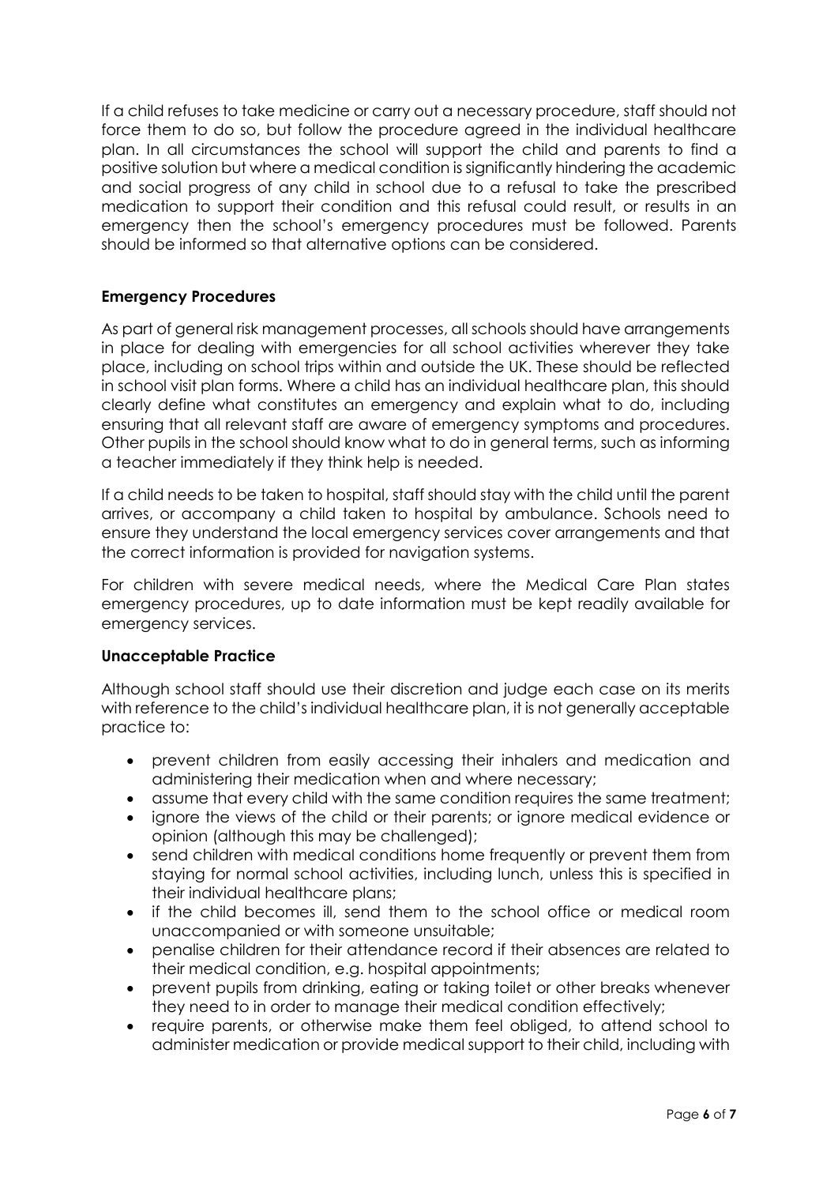If a child refuses to take medicine or carry out a necessary procedure, staff should not force them to do so, but follow the procedure agreed in the individual healthcare plan. In all circumstances the school will support the child and parents to find a positive solution but where a medical condition is significantly hindering the academic and social progress of any child in school due to a refusal to take the prescribed medication to support their condition and this refusal could result, or results in an emergency then the school's emergency procedures must be followed. Parents should be informed so that alternative options can be considered.

**Emergency Procedures**

As part of general risk management processes, all schools should have arrangements in place for dealing with emergencies for all school activities wherever they take place, including on school trips within and outside the UK. These should be reflected in school visit plan forms. Where a child has an individual healthcare plan, this should clearly define what constitutes an emergency and explain what to do, including ensuring that all relevant staff are aware of emergency symptoms and procedures. Other pupils in the school should know what to do in general terms, such as informing a teacher immediately if they think help is needed.

If a child needs to be taken to hospital, staff should stay with the child until the parent arrives, or accompany a child taken to hospital by ambulance. Schools need to ensure they understand the local emergency services cover arrangements and that the correct information is provided for navigation systems.

For children with severe medical needs, where the Medical Care Plan states emergency procedures, up to date information must be kept readily available for emergency services.

**Unacceptable Practice**

Although school staff should use their discretion and judge each case on its merits with reference to the child's individual healthcare plan, it is not generally acceptable practice to:

- prevent children from easily accessing their inhalers and medication and administering their medication when and where necessary;
- assume that every child with the same condition requires the same treatment;
- ignore the views of the child or their parents; or ignore medical evidence or opinion (although this may be challenged);
- send children with medical conditions home frequently or prevent them from staying for normal school activities, including lunch, unless this is specified in their individual healthcare plans;
- if the child becomes ill, send them to the school office or medical room unaccompanied or with someone unsuitable;
- penalise children for their attendance record if their absences are related to their medical condition, e.g. hospital appointments;
- prevent pupils from drinking, eating or taking toilet or other breaks whenever they need to in order to manage their medical condition effectively;
- require parents, or otherwise make them feel obliged, to attend school to administer medication or provide medical support to their child, including with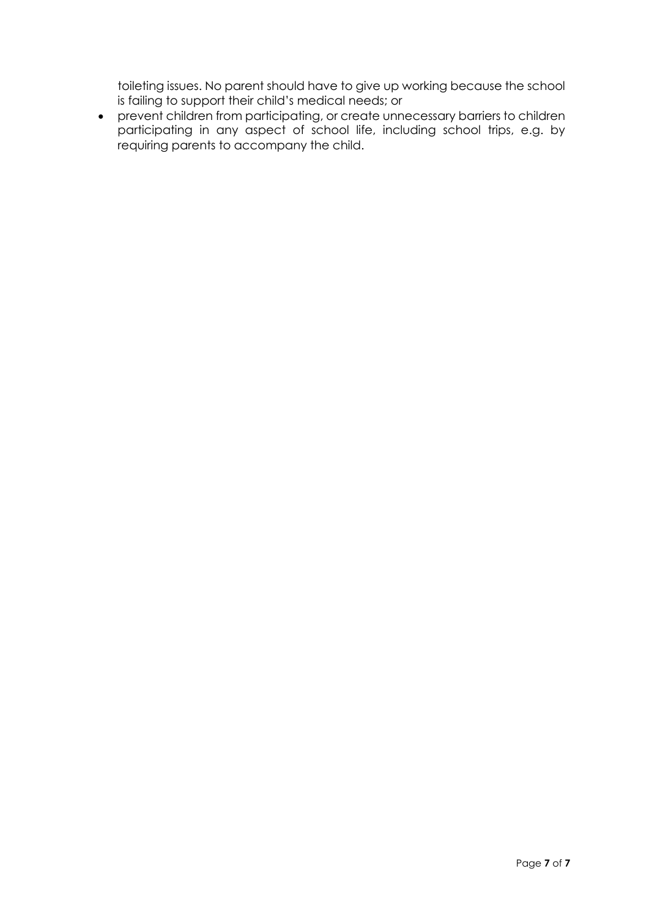toileting issues. No parent should have to give up working because the school is failing to support their child's medical needs; or

- prevent children from participating, or create unnecessary barriers to children participating in any aspect of school life, including school trips, e.g. by requiring parents to accompany the child.